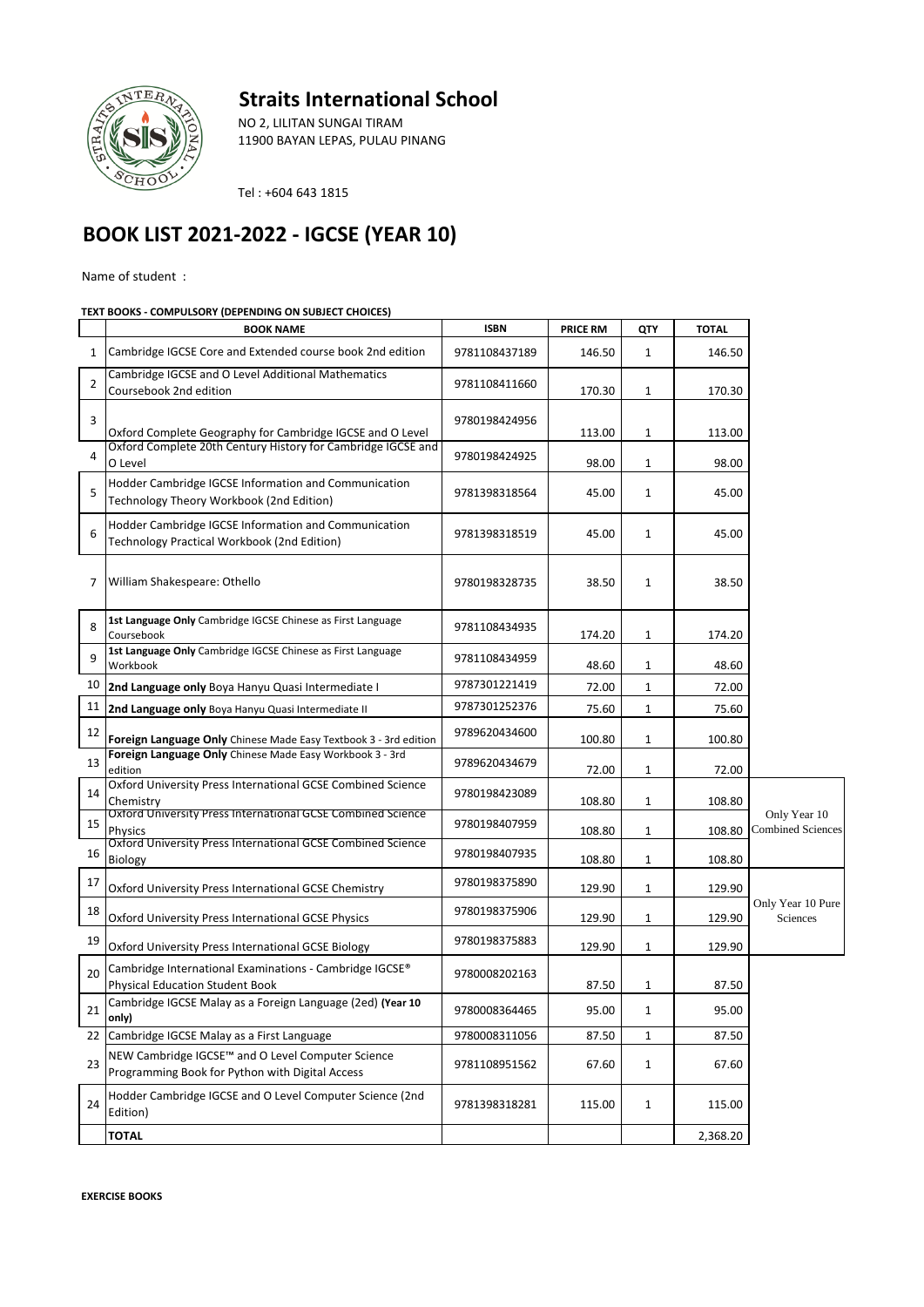# Straits International School

NO 2, LILITAN SUNGAI TIRAM
11900 BAYAN LEPAS, PULAU PINANG

Tel : +604 643 1815

## BOOK LIST 2021-2022 - IGCSE (YEAR 10)

Name of student :

**TEXT BOOKS - COMPULSORY (DEPENDING ON SUBJECT CHOICES)**

| | BOOK NAME | ISBN | PRICE RM | QTY | TOTAL | |
|---|---|---|---|---|---|---|
| 1 | Cambridge IGCSE Core and Extended course book 2nd edition | 9781108437189 | 146.50 | 1 | 146.50 | |
| 2 | Cambridge IGCSE and O Level Additional Mathematics Coursebook 2nd edition | 9781108411660 | 170.30 | 1 | 170.30 | |
| 3 | Oxford Complete Geography for Cambridge IGCSE and O Level | 9780198424956 | 113.00 | 1 | 113.00 | |
| 4 | Oxford Complete 20th Century History for Cambridge IGCSE and O Level | 9780198424925 | 98.00 | 1 | 98.00 | |
| 5 | Hodder Cambridge IGCSE Information and Communication Technology Theory Workbook (2nd Edition) | 9781398318564 | 45.00 | 1 | 45.00 | |
| 6 | Hodder Cambridge IGCSE Information and Communication Technology Practical Workbook (2nd Edition) | 9781398318519 | 45.00 | 1 | 45.00 | |
| 7 | William Shakespeare: Othello | 9780198328735 | 38.50 | 1 | 38.50 | |
| 8 | **1st Language Only** Cambridge IGCSE Chinese as First Language Coursebook | 9781108434935 | 174.20 | 1 | 174.20 | |
| 9 | **1st Language Only** Cambridge IGCSE Chinese as First Language Workbook | 9781108434959 | 48.60 | 1 | 48.60 | |
| 10 | **2nd Language only** Boya Hanyu Quasi Intermediate I | 9787301221419 | 72.00 | 1 | 72.00 | |
| 11 | **2nd Language only** Boya Hanyu Quasi Intermediate II | 9787301252376 | 75.60 | 1 | 75.60 | |
| 12 | **Foreign Language Only** Chinese Made Easy Textbook 3 - 3rd edition | 9789620434600 | 100.80 | 1 | 100.80 | |
| 13 | **Foreign Language Only** Chinese Made Easy Workbook 3 - 3rd edition | 9789620434679 | 72.00 | 1 | 72.00 | |
| 14 | Oxford University Press International GCSE Combined Science Chemistry | 9780198423089 | 108.80 | 1 | 108.80 | Only Year 10 Combined Sciences |
| 15 | Oxford University Press International GCSE Combined Science Physics | 9780198407959 | 108.80 | 1 | 108.80 | |
| 16 | Oxford University Press International GCSE Combined Science Biology | 9780198407935 | 108.80 | 1 | 108.80 | |
| 17 | Oxford University Press International GCSE Chemistry | 9780198375890 | 129.90 | 1 | 129.90 | Only Year 10 Pure Sciences |
| 18 | Oxford University Press International GCSE Physics | 9780198375906 | 129.90 | 1 | 129.90 | |
| 19 | Oxford University Press International GCSE Biology | 9780198375883 | 129.90 | 1 | 129.90 | |
| 20 | Cambridge International Examinations - Cambridge IGCSE® Physical Education Student Book | 9780008202163 | 87.50 | 1 | 87.50 | |
| 21 | Cambridge IGCSE Malay as a Foreign Language (2ed) **(Year 10 only)** | 9780008364465 | 95.00 | 1 | 95.00 | |
| 22 | Cambridge IGCSE Malay as a First Language | 9780008311056 | 87.50 | 1 | 87.50 | |
| 23 | NEW Cambridge IGCSE™ and O Level Computer Science Programming Book for Python with Digital Access | 9781108951562 | 67.60 | 1 | 67.60 | |
| 24 | Hodder Cambridge IGCSE and O Level Computer Science (2nd Edition) | 9781398318281 | 115.00 | 1 | 115.00 | |
| | **TOTAL** | | | | 2,368.20 | |

**EXERCISE BOOKS**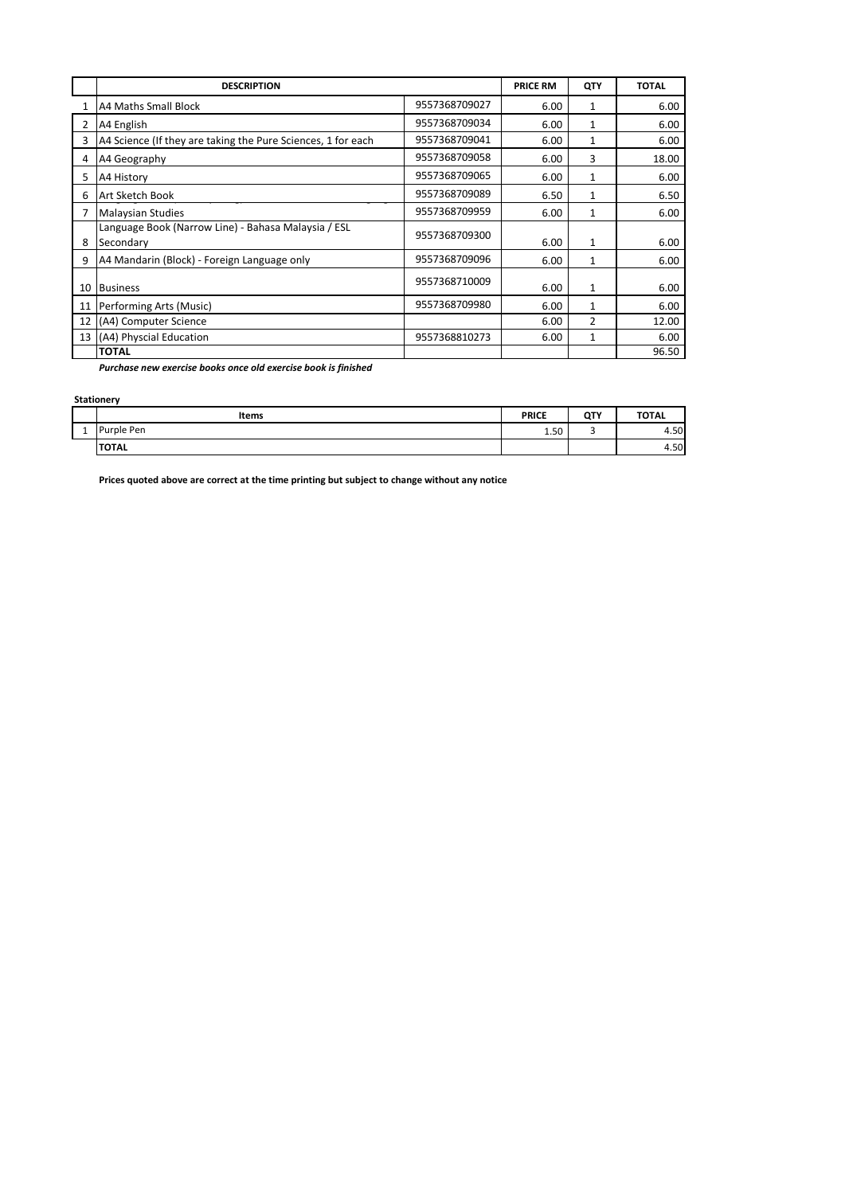| | DESCRIPTION | | PRICE RM | QTY | TOTAL |
|---|---|---|---|---|---|
| 1 | A4 Maths Small Block | 9557368709027 | 6.00 | 1 | 6.00 |
| 2 | A4 English | 9557368709034 | 6.00 | 1 | 6.00 |
| 3 | A4 Science (If they are taking the Pure Sciences, 1 for each | 9557368709041 | 6.00 | 1 | 6.00 |
| 4 | A4 Geography | 9557368709058 | 6.00 | 3 | 18.00 |
| 5 | A4 History | 9557368709065 | 6.00 | 1 | 6.00 |
| 6 | Art Sketch Book | 9557368709089 | 6.50 | 1 | 6.50 |
| 7 | Malaysian Studies | 9557368709959 | 6.00 | 1 | 6.00 |
| 8 | Language Book (Narrow Line) - Bahasa Malaysia / ESL Secondary | 9557368709300 | 6.00 | 1 | 6.00 |
| 9 | A4 Mandarin (Block) - Foreign Language only | 9557368709096 | 6.00 | 1 | 6.00 |
| 10 | Business | 9557368710009 | 6.00 | 1 | 6.00 |
| 11 | Performing Arts (Music) | 9557368709980 | 6.00 | 1 | 6.00 |
| 12 | (A4) Computer Science | | 6.00 | 2 | 12.00 |
| 13 | (A4) Physcial Education | 9557368810273 | 6.00 | 1 | 6.00 |
| | **TOTAL** | | | | 96.50 |

***Purchase new exercise books once old exercise book is finished***

**Stationery**

| | Items | PRICE | QTY | TOTAL |
|---|---|---|---|---|
| 1 | Purple Pen | 1.50 | 3 | 4.50 |
| | **TOTAL** | | | 4.50 |

**Prices quoted above are correct at the time printing but subject to change without any notice**